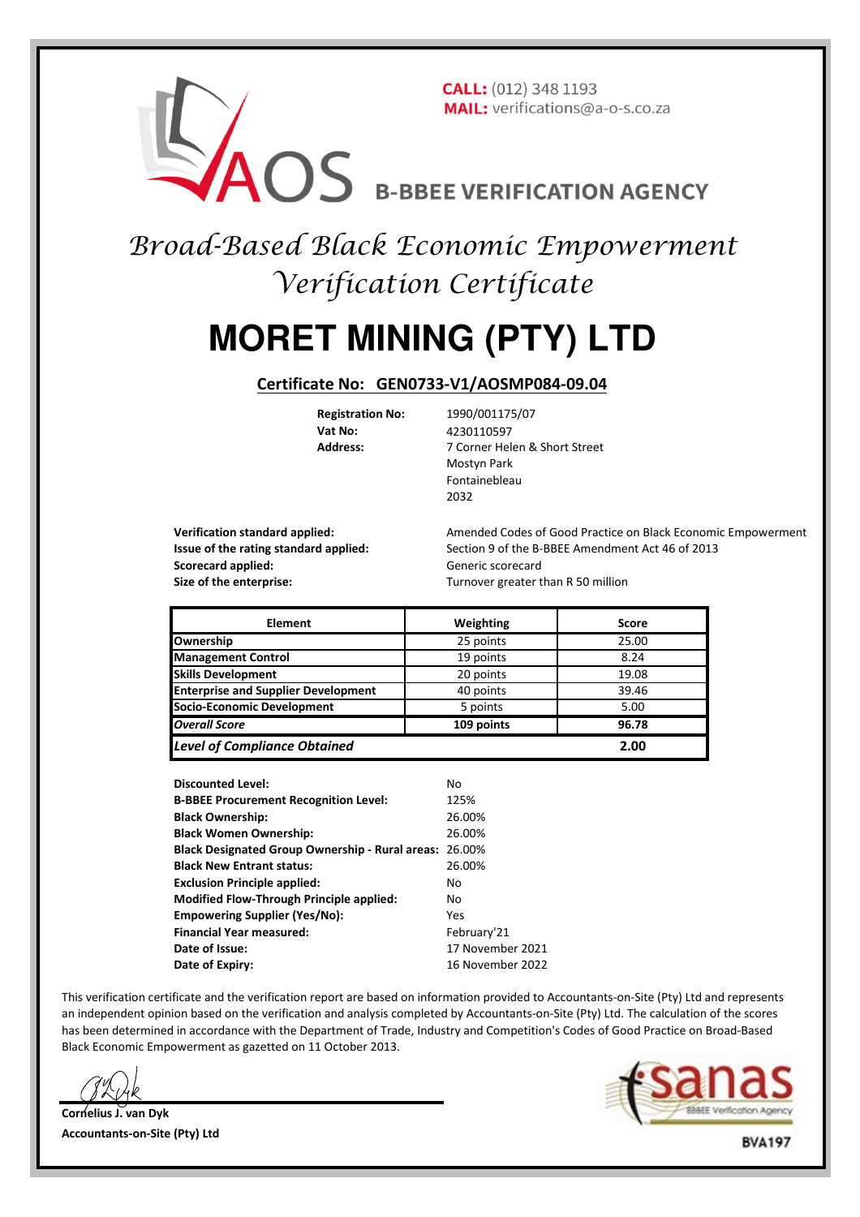**CALL:** (012) 348 1193
**MAIL:** verifications@a-o-s.co.za

AOS B-BBEE VERIFICATION AGENCY

# *Broad-Based Black Economic Empowerment Verification Certificate*

# MORET MINING (PTY) LTD

## Certificate No: GEN0733-V1/AOSMP084-09.04

**Registration No:** 1990/001175/07
**Vat No:** 4230110597
**Address:** 7 Corner Helen & Short Street
Mostyn Park
Fontainebleau
2032

**Verification standard applied:** Amended Codes of Good Practice on Black Economic Empowerment
**Issue of the rating standard applied:** Section 9 of the B-BBEE Amendment Act 46 of 2013
**Scorecard applied:** Generic scorecard
**Size of the enterprise:** Turnover greater than R 50 million

| Element | Weighting | Score |
|---|---|---|
| **Ownership** | 25 points | 25.00 |
| **Management Control** | 19 points | 8.24 |
| **Skills Development** | 20 points | 19.08 |
| **Enterprise and Supplier Development** | 40 points | 39.46 |
| **Socio-Economic Development** | 5 points | 5.00 |
| ***Overall Score*** | **109 points** | **96.78** |
| ***Level of Compliance Obtained*** | | **2.00** |

**Discounted Level:** No
**B-BBEE Procurement Recognition Level:** 125%
**Black Ownership:** 26.00%
**Black Women Ownership:** 26.00%
**Black Designated Group Ownership - Rural areas:** 26.00%
**Black New Entrant status:** 26.00%
**Exclusion Principle applied:** No
**Modified Flow-Through Principle applied:** No
**Empowering Supplier (Yes/No):** Yes
**Financial Year measured:** February'21
**Date of Issue:** 17 November 2021
**Date of Expiry:** 16 November 2022

This verification certificate and the verification report are based on information provided to Accountants-on-Site (Pty) Ltd and represents an independent opinion based on the verification and analysis completed by Accountants-on-Site (Pty) Ltd. The calculation of the scores has been determined in accordance with the Department of Trade, Industry and Competition's Codes of Good Practice on Broad-Based Black Economic Empowerment as gazetted on 11 October 2013.

**Cornelius J. van Dyk**
**Accountants-on-Site (Pty) Ltd**

sanas BBBEE Verification Agency
**BVA197**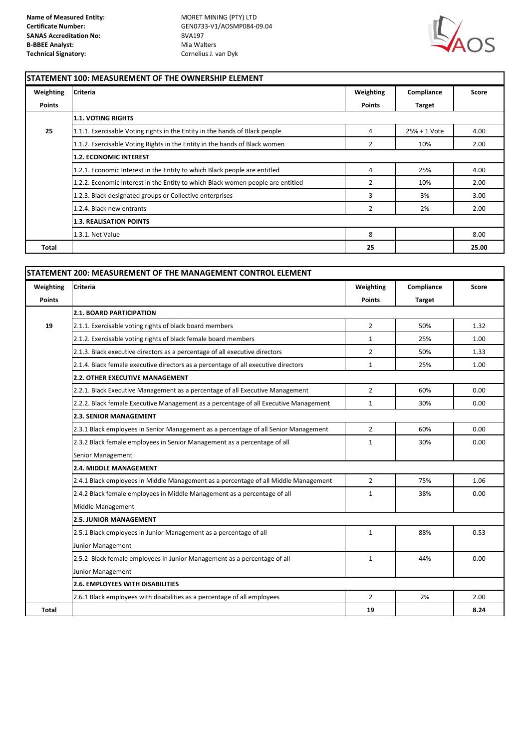**Name of Measured Entity:** MORET MINING (PTY) LTD
**Certificate Number:** GEN0733-V1/AOSMP084-09.04
**SANAS Accreditation No:** BVA197
**B-BBEE Analyst:** Mia Walters
**Technical Signatory:** Cornelius J. van Dyk

## STATEMENT 100: MEASUREMENT OF THE OWNERSHIP ELEMENT

| Weighting Points | Criteria | Weighting Points | Compliance Target | Score |
|---|---|---|---|---|
| | **1.1. VOTING RIGHTS** | | | |
| 25 | 1.1.1. Exercisable Voting rights in the Entity in the hands of Black people | 4 | 25% + 1 Vote | 4.00 |
| | 1.1.2. Exercisable Voting Rights in the Entity in the hands of Black women | 2 | 10% | 2.00 |
| | **1.2. ECONOMIC INTEREST** | | | |
| | 1.2.1. Economic Interest in the Entity to which Black people are entitled | 4 | 25% | 4.00 |
| | 1.2.2. Economic Interest in the Entity to which Black women people are entitled | 2 | 10% | 2.00 |
| | 1.2.3. Black designated groups or Collective enterprises | 3 | 3% | 3.00 |
| | 1.2.4. Black new entrants | 2 | 2% | 2.00 |
| | **1.3. REALISATION POINTS** | | | |
| | 1.3.1. Net Value | 8 | | 8.00 |
| **Total** | | **25** | | **25.00** |

## STATEMENT 200: MEASUREMENT OF THE MANAGEMENT CONTROL ELEMENT

| Weighting Points | Criteria | Weighting Points | Compliance Target | Score |
|---|---|---|---|---|
| | **2.1. BOARD PARTICIPATION** | | | |
| 19 | 2.1.1. Exercisable voting rights of black board members | 2 | 50% | 1.32 |
| | 2.1.2. Exercisable voting rights of black female board members | 1 | 25% | 1.00 |
| | 2.1.3. Black executive directors as a percentage of all executive directors | 2 | 50% | 1.33 |
| | 2.1.4. Black female executive directors as a percentage of all executive directors | 1 | 25% | 1.00 |
| | **2.2. OTHER EXECUTIVE MANAGEMENT** | | | |
| | 2.2.1. Black Executive Management as a percentage of all Executive Management | 2 | 60% | 0.00 |
| | 2.2.2. Black female Executive Management as a percentage of all Executive Management | 1 | 30% | 0.00 |
| | **2.3. SENIOR MANAGEMENT** | | | |
| | 2.3.1 Black employees in Senior Management as a percentage of all Senior Management | 2 | 60% | 0.00 |
| | 2.3.2 Black female employees in Senior Management as a percentage of all Senior Management | 1 | 30% | 0.00 |
| | **2.4. MIDDLE MANAGEMENT** | | | |
| | 2.4.1 Black employees in Middle Management as a percentage of all Middle Management | 2 | 75% | 1.06 |
| | 2.4.2 Black female employees in Middle Management as a percentage of all Middle Management | 1 | 38% | 0.00 |
| | **2.5. JUNIOR MANAGEMENT** | | | |
| | 2.5.1 Black employees in Junior Management as a percentage of all Junior Management | 1 | 88% | 0.53 |
| | 2.5.2 Black female employees in Junior Management as a percentage of all Junior Management | 1 | 44% | 0.00 |
| | **2.6. EMPLOYEES WITH DISABILITIES** | | | |
| | 2.6.1 Black employees with disabilities as a percentage of all employees | 2 | 2% | 2.00 |
| **Total** | | **19** | | **8.24** |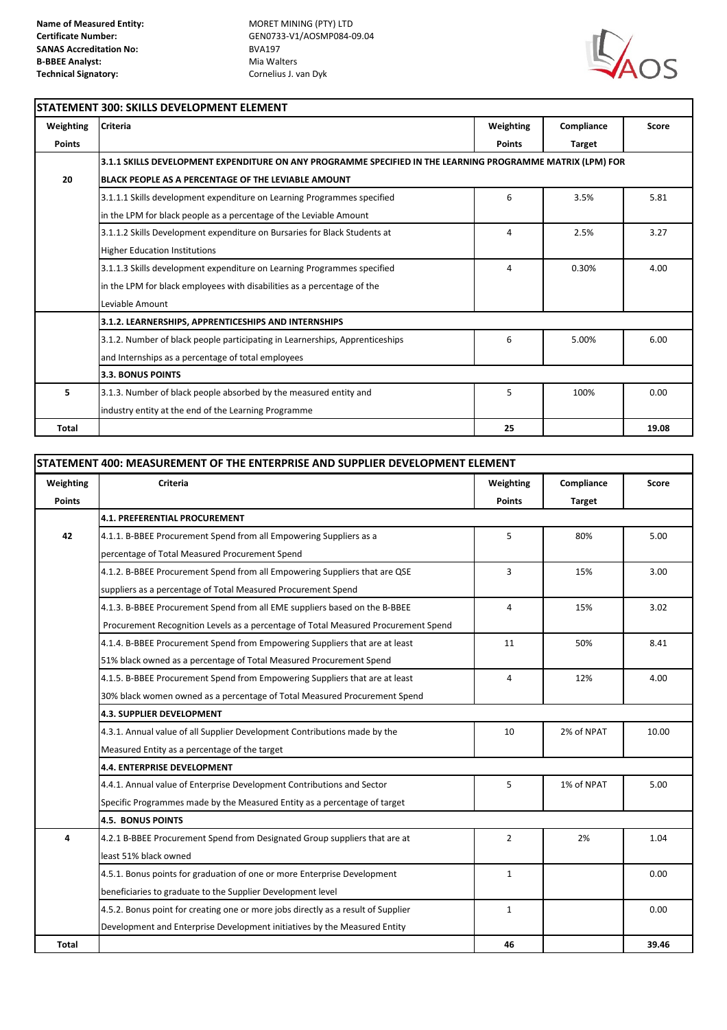**Name of Measured Entity:** MORET MINING (PTY) LTD
**Certificate Number:** GEN0733-V1/AOSMP084-09.04
**SANAS Accreditation No:** BVA197
**B-BBEE Analyst:** Mia Walters
**Technical Signatory:** Cornelius J. van Dyk

## STATEMENT 300: SKILLS DEVELOPMENT ELEMENT

| Weighting Points | Criteria | Weighting Points | Compliance Target | Score |
|---|---|---|---|---|
| 20 | **3.1.1 SKILLS DEVELOPMENT EXPENDITURE ON ANY PROGRAMME SPECIFIED IN THE LEARNING PROGRAMME MATRIX (LPM) FOR BLACK PEOPLE AS A PERCENTAGE OF THE LEVIABLE AMOUNT** | | | |
| | 3.1.1.1 Skills development expenditure on Learning Programmes specified in the LPM for black people as a percentage of the Leviable Amount | 6 | 3.5% | 5.81 |
| | 3.1.1.2 Skills Development expenditure on Bursaries for Black Students at Higher Education Institutions | 4 | 2.5% | 3.27 |
| | 3.1.1.3 Skills development expenditure on Learning Programmes specified in the LPM for black employees with disabilities as a percentage of the Leviable Amount | 4 | 0.30% | 4.00 |
| | **3.1.2. LEARNERSHIPS, APPRENTICESHIPS AND INTERNSHIPS** | | | |
| | 3.1.2. Number of black people participating in Learnerships, Apprenticeships and Internships as a percentage of total employees | 6 | 5.00% | 6.00 |
| | **3.3. BONUS POINTS** | | | |
| 5 | 3.1.3. Number of black people absorbed by the measured entity and industry entity at the end of the Learning Programme | 5 | 100% | 0.00 |
| **Total** | | **25** | | **19.08** |

## STATEMENT 400: MEASUREMENT OF THE ENTERPRISE AND SUPPLIER DEVELOPMENT ELEMENT

| Weighting Points | Criteria | Weighting Points | Compliance Target | Score |
|---|---|---|---|---|
| | **4.1. PREFERENTIAL PROCUREMENT** | | | |
| 42 | 4.1.1. B-BBEE Procurement Spend from all Empowering Suppliers as a percentage of Total Measured Procurement Spend | 5 | 80% | 5.00 |
| | 4.1.2. B-BBEE Procurement Spend from all Empowering Suppliers that are QSE suppliers as a percentage of Total Measured Procurement Spend | 3 | 15% | 3.00 |
| | 4.1.3. B-BBEE Procurement Spend from all EME suppliers based on the B-BBEE Procurement Recognition Levels as a percentage of Total Measured Procurement Spend | 4 | 15% | 3.02 |
| | 4.1.4. B-BBEE Procurement Spend from Empowering Suppliers that are at least 51% black owned as a percentage of Total Measured Procurement Spend | 11 | 50% | 8.41 |
| | 4.1.5. B-BBEE Procurement Spend from Empowering Suppliers that are at least 30% black women owned as a percentage of Total Measured Procurement Spend | 4 | 12% | 4.00 |
| | **4.3. SUPPLIER DEVELOPMENT** | | | |
| | 4.3.1. Annual value of all Supplier Development Contributions made by the Measured Entity as a percentage of the target | 10 | 2% of NPAT | 10.00 |
| | **4.4. ENTERPRISE DEVELOPMENT** | | | |
| | 4.4.1. Annual value of Enterprise Development Contributions and Sector Specific Programmes made by the Measured Entity as a percentage of target | 5 | 1% of NPAT | 5.00 |
| | **4.5. BONUS POINTS** | | | |
| 4 | 4.2.1 B-BBEE Procurement Spend from Designated Group suppliers that are at least 51% black owned | 2 | 2% | 1.04 |
| | 4.5.1. Bonus points for graduation of one or more Enterprise Development beneficiaries to graduate to the Supplier Development level | 1 | | 0.00 |
| | 4.5.2. Bonus point for creating one or more jobs directly as a result of Supplier Development and Enterprise Development initiatives by the Measured Entity | 1 | | 0.00 |
| **Total** | | **46** | | **39.46** |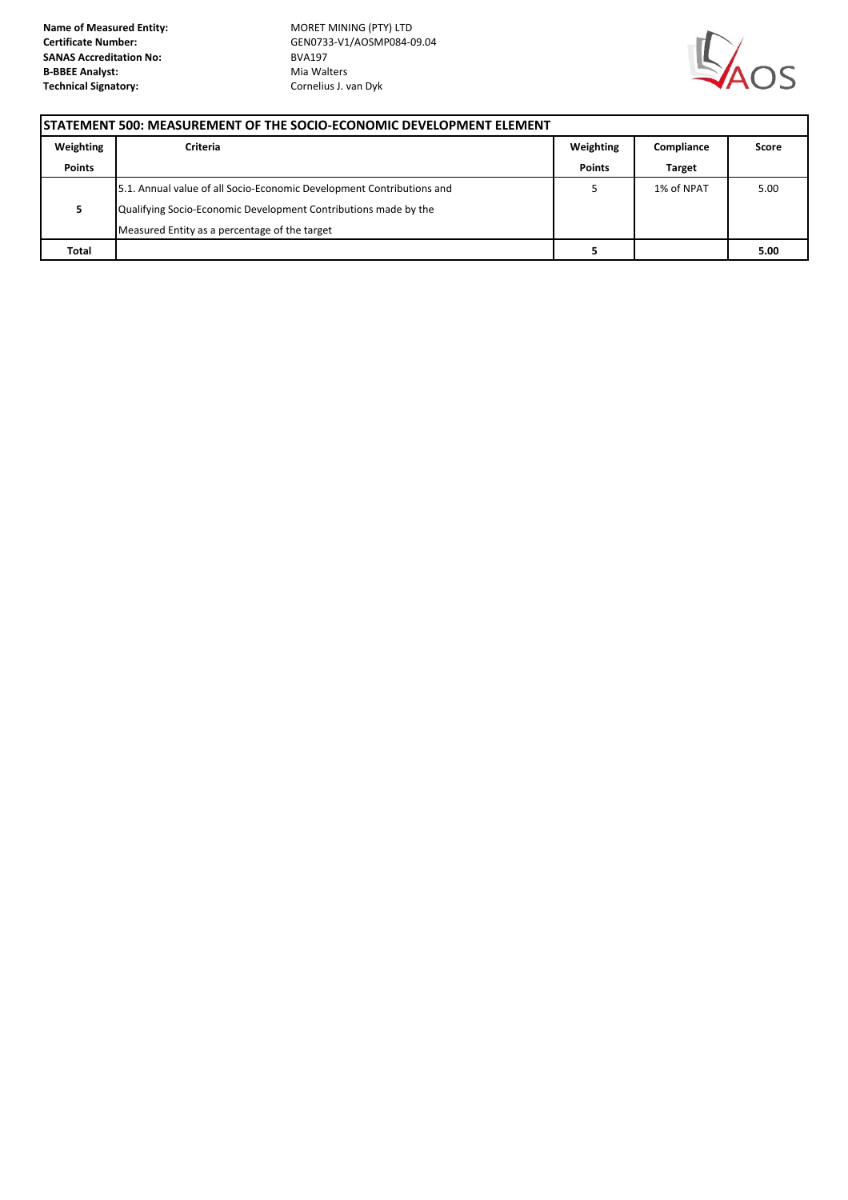**Name of Measured Entity:** MORET MINING (PTY) LTD
**Certificate Number:** GEN0733-V1/AOSMP084-09.04
**SANAS Accreditation No:** BVA197
**B-BBEE Analyst:** Mia Walters
**Technical Signatory:** Cornelius J. van Dyk

## STATEMENT 500: MEASUREMENT OF THE SOCIO-ECONOMIC DEVELOPMENT ELEMENT

| Weighting Points | Criteria | Weighting Points | Compliance Target | Score |
|---|---|---|---|---|
| 5 | 5.1. Annual value of all Socio-Economic Development Contributions and Qualifying Socio-Economic Development Contributions made by the Measured Entity as a percentage of the target | 5 | 1% of NPAT | 5.00 |
| **Total** | | **5** | | **5.00** |